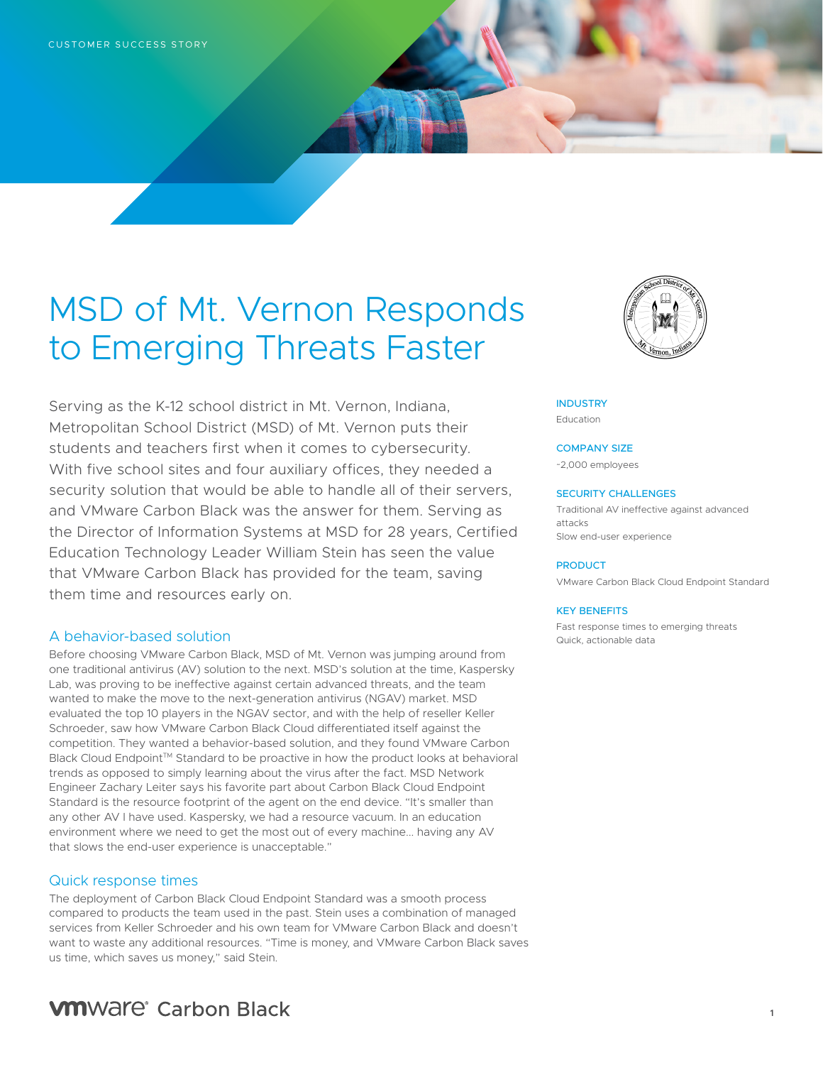CUSTOMER SUCCESS STORY

# MSD of Mt. Vernon Responds to Emerging Threats Faster

Serving as the K-12 school district in Mt. Vernon, Indiana, Metropolitan School District (MSD) of Mt. Vernon puts their students and teachers first when it comes to cybersecurity. With five school sites and four auxiliary offices, they needed a security solution that would be able to handle all of their servers, and VMware Carbon Black was the answer for them. Serving as the Director of Information Systems at MSD for 28 years, Certified Education Technology Leader William Stein has seen the value that VMware Carbon Black has provided for the team, saving them time and resources early on.

**INDUSTRY**
Education

**COMPANY SIZE**
~2,000 employees

**SECURITY CHALLENGES**
Traditional AV ineffective against advanced attacks
Slow end-user experience

**PRODUCT**
VMware Carbon Black Cloud Endpoint Standard

**KEY BENEFITS**
Fast response times to emerging threats
Quick, actionable data

## A behavior-based solution

Before choosing VMware Carbon Black, MSD of Mt. Vernon was jumping around from one traditional antivirus (AV) solution to the next. MSD's solution at the time, Kaspersky Lab, was proving to be ineffective against certain advanced threats, and the team wanted to make the move to the next-generation antivirus (NGAV) market. MSD evaluated the top 10 players in the NGAV sector, and with the help of reseller Keller Schroeder, saw how VMware Carbon Black Cloud differentiated itself against the competition. They wanted a behavior-based solution, and they found VMware Carbon Black Cloud Endpoint™ Standard to be proactive in how the product looks at behavioral trends as opposed to simply learning about the virus after the fact. MSD Network Engineer Zachary Leiter says his favorite part about Carbon Black Cloud Endpoint Standard is the resource footprint of the agent on the end device. "It's smaller than any other AV I have used. Kaspersky, we had a resource vacuum. In an education environment where we need to get the most out of every machine… having any AV that slows the end-user experience is unacceptable."

## Quick response times

The deployment of Carbon Black Cloud Endpoint Standard was a smooth process compared to products the team used in the past. Stein uses a combination of managed services from Keller Schroeder and his own team for VMware Carbon Black and doesn't want to waste any additional resources. "Time is money, and VMware Carbon Black saves us time, which saves us money," said Stein.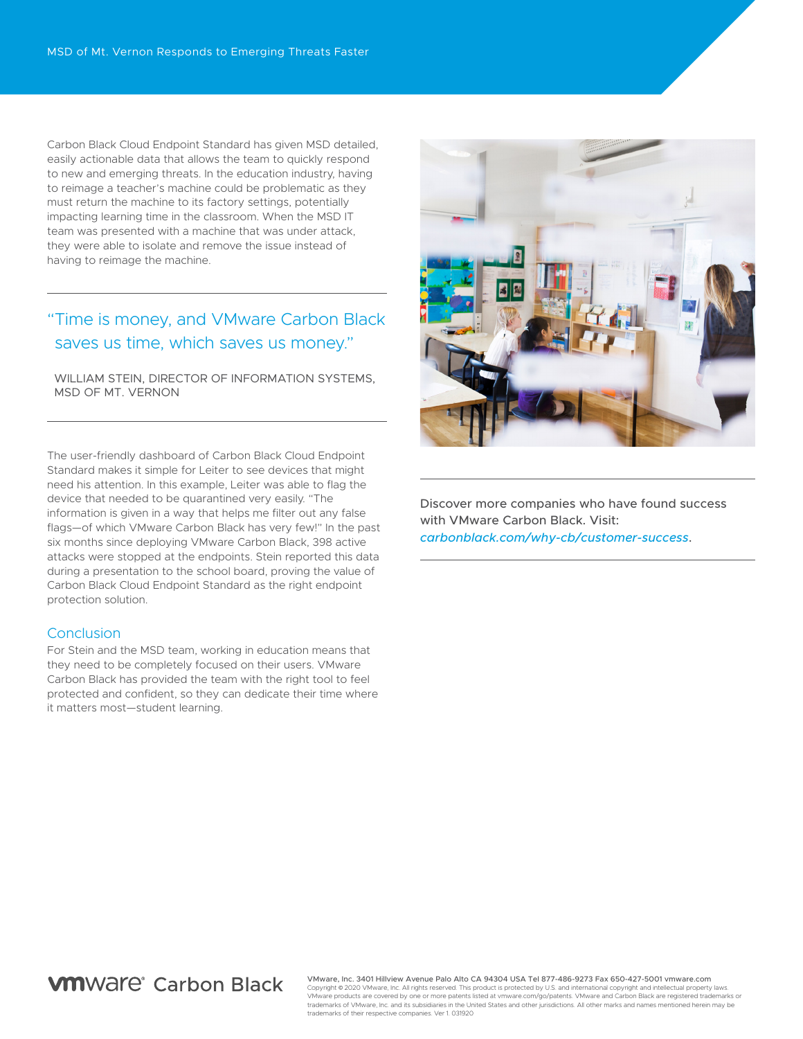Carbon Black Cloud Endpoint Standard has given MSD detailed, easily actionable data that allows the team to quickly respond to new and emerging threats. In the education industry, having to reimage a teacher's machine could be problematic as they must return the machine to its factory settings, potentially impacting learning time in the classroom. When the MSD IT team was presented with a machine that was under attack, they were able to isolate and remove the issue instead of having to reimage the machine.

> "Time is money, and VMware Carbon Black saves us time, which saves us money."
>
> WILLIAM STEIN, DIRECTOR OF INFORMATION SYSTEMS, MSD OF MT. VERNON

The user-friendly dashboard of Carbon Black Cloud Endpoint Standard makes it simple for Leiter to see devices that might need his attention. In this example, Leiter was able to flag the device that needed to be quarantined very easily. "The information is given in a way that helps me filter out any false flags—of which VMware Carbon Black has very few!" In the past six months since deploying VMware Carbon Black, 398 active attacks were stopped at the endpoints. Stein reported this data during a presentation to the school board, proving the value of Carbon Black Cloud Endpoint Standard as the right endpoint protection solution.

## Conclusion

For Stein and the MSD team, working in education means that they need to be completely focused on their users. VMware Carbon Black has provided the team with the right tool to feel protected and confident, so they can dedicate their time where it matters most—student learning.

Discover more companies who have found success with VMware Carbon Black. Visit: *carbonblack.com/why-cb/customer-success*.

VMware, Inc. 3401 Hillview Avenue Palo Alto CA 94304 USA Tel 877-486-9273 Fax 650-427-5001 vmware.com
Copyright © 2020 VMware, Inc. All rights reserved. This product is protected by U.S. and international copyright and intellectual property laws. VMware products are covered by one or more patents listed at vmware.com/go/patents. VMware and Carbon Black are registered trademarks or trademarks of VMware, Inc. and its subsidiaries in the United States and other jurisdictions. All other marks and names mentioned herein may be trademarks of their respective companies. Ver 1. 031920